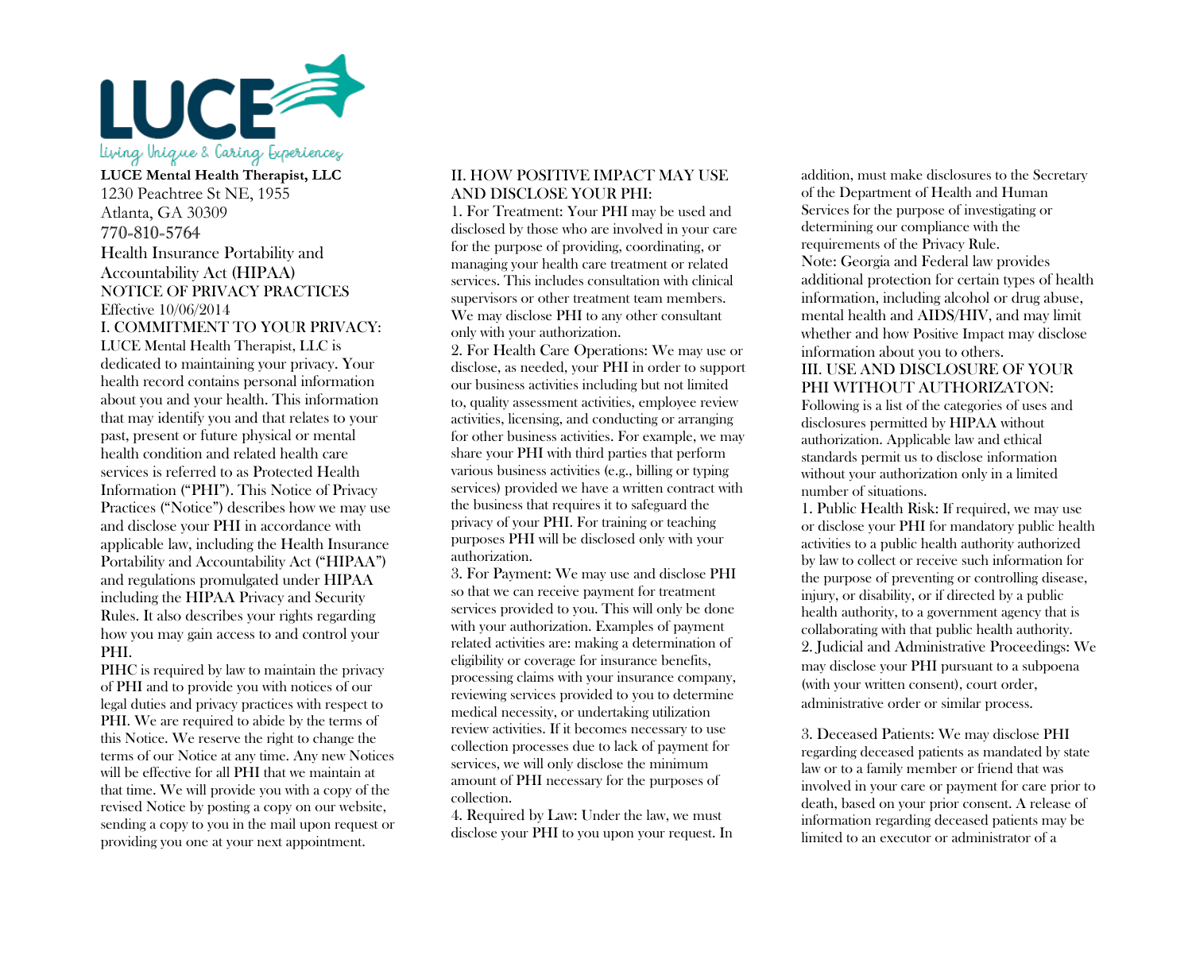LUCE

Living Unique & Caring Experiences

**LUCE Mental Health Therapist, LLC**
1230 Peachtree St NE, 1955
Atlanta, GA 30309
770-810-5764

Health Insurance Portability and Accountability Act (HIPAA)
NOTICE OF PRIVACY PRACTICES
Effective 10/06/2014

## I. COMMITMENT TO YOUR PRIVACY:

LUCE Mental Health Therapist, LLC is dedicated to maintaining your privacy. Your health record contains personal information about you and your health. This information that may identify you and that relates to your past, present or future physical or mental health condition and related health care services is referred to as Protected Health Information ("PHI"). This Notice of Privacy Practices ("Notice") describes how we may use and disclose your PHI in accordance with applicable law, including the Health Insurance Portability and Accountability Act ("HIPAA") and regulations promulgated under HIPAA including the HIPAA Privacy and Security Rules. It also describes your rights regarding how you may gain access to and control your PHI.

PIHC is required by law to maintain the privacy of PHI and to provide you with notices of our legal duties and privacy practices with respect to PHI. We are required to abide by the terms of this Notice. We reserve the right to change the terms of our Notice at any time. Any new Notices will be effective for all PHI that we maintain at that time. We will provide you with a copy of the revised Notice by posting a copy on our website, sending a copy to you in the mail upon request or providing you one at your next appointment.

## II. HOW POSITIVE IMPACT MAY USE AND DISCLOSE YOUR PHI:

1. For Treatment: Your PHI may be used and disclosed by those who are involved in your care for the purpose of providing, coordinating, or managing your health care treatment or related services. This includes consultation with clinical supervisors or other treatment team members. We may disclose PHI to any other consultant only with your authorization.
2. For Health Care Operations: We may use or disclose, as needed, your PHI in order to support our business activities including but not limited to, quality assessment activities, employee review activities, licensing, and conducting or arranging for other business activities. For example, we may share your PHI with third parties that perform various business activities (e.g., billing or typing services) provided we have a written contract with the business that requires it to safeguard the privacy of your PHI. For training or teaching purposes PHI will be disclosed only with your authorization.
3. For Payment: We may use and disclose PHI so that we can receive payment for treatment services provided to you. This will only be done with your authorization. Examples of payment related activities are: making a determination of eligibility or coverage for insurance benefits, processing claims with your insurance company, reviewing services provided to you to determine medical necessity, or undertaking utilization review activities. If it becomes necessary to use collection processes due to lack of payment for services, we will only disclose the minimum amount of PHI necessary for the purposes of collection.
4. Required by Law: Under the law, we must disclose your PHI to you upon your request. In addition, must make disclosures to the Secretary of the Department of Health and Human Services for the purpose of investigating or determining our compliance with the requirements of the Privacy Rule.

Note: Georgia and Federal law provides additional protection for certain types of health information, including alcohol or drug abuse, mental health and AIDS/HIV, and may limit whether and how Positive Impact may disclose information about you to others.

## III. USE AND DISCLOSURE OF YOUR PHI WITHOUT AUTHORIZATON:

Following is a list of the categories of uses and disclosures permitted by HIPAA without authorization. Applicable law and ethical standards permit us to disclose information without your authorization only in a limited number of situations.

1. Public Health Risk: If required, we may use or disclose your PHI for mandatory public health activities to a public health authority authorized by law to collect or receive such information for the purpose of preventing or controlling disease, injury, or disability, or if directed by a public health authority, to a government agency that is collaborating with that public health authority.
2. Judicial and Administrative Proceedings: We may disclose your PHI pursuant to a subpoena (with your written consent), court order, administrative order or similar process.
3. Deceased Patients: We may disclose PHI regarding deceased patients as mandated by state law or to a family member or friend that was involved in your care or payment for care prior to death, based on your prior consent. A release of information regarding deceased patients may be limited to an executor or administrator of a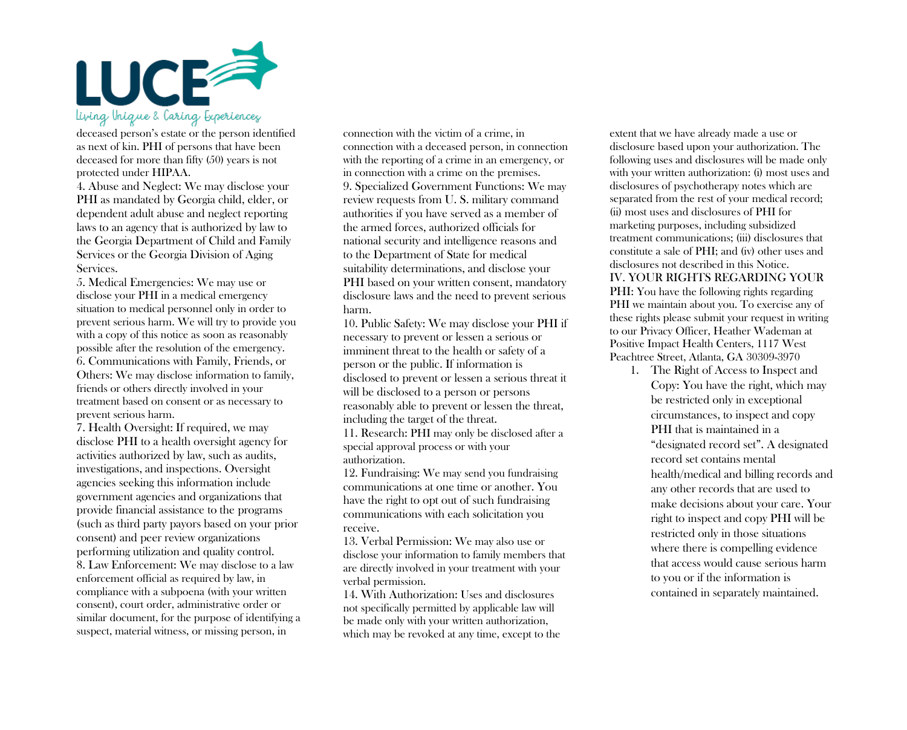deceased person's estate or the person identified as next of kin. PHI of persons that have been deceased for more than fifty (50) years is not protected under HIPAA.

4. Abuse and Neglect: We may disclose your PHI as mandated by Georgia child, elder, or dependent adult abuse and neglect reporting laws to an agency that is authorized by law to the Georgia Department of Child and Family Services or the Georgia Division of Aging Services.

5. Medical Emergencies: We may use or disclose your PHI in a medical emergency situation to medical personnel only in order to prevent serious harm. We will try to provide you with a copy of this notice as soon as reasonably possible after the resolution of the emergency.

6. Communications with Family, Friends, or Others: We may disclose information to family, friends or others directly involved in your treatment based on consent or as necessary to prevent serious harm.

7. Health Oversight: If required, we may disclose PHI to a health oversight agency for activities authorized by law, such as audits, investigations, and inspections. Oversight agencies seeking this information include government agencies and organizations that provide financial assistance to the programs (such as third party payors based on your prior consent) and peer review organizations performing utilization and quality control.

8. Law Enforcement: We may disclose to a law enforcement official as required by law, in compliance with a subpoena (with your written consent), court order, administrative order or similar document, for the purpose of identifying a suspect, material witness, or missing person, in connection with the victim of a crime, in connection with a deceased person, in connection with the reporting of a crime in an emergency, or in connection with a crime on the premises.

9. Specialized Government Functions: We may review requests from U. S. military command authorities if you have served as a member of the armed forces, authorized officials for national security and intelligence reasons and to the Department of State for medical suitability determinations, and disclose your PHI based on your written consent, mandatory disclosure laws and the need to prevent serious harm.

10. Public Safety: We may disclose your PHI if necessary to prevent or lessen a serious or imminent threat to the health or safety of a person or the public. If information is disclosed to prevent or lessen a serious threat it will be disclosed to a person or persons reasonably able to prevent or lessen the threat, including the target of the threat.

11. Research: PHI may only be disclosed after a special approval process or with your authorization.

12. Fundraising: We may send you fundraising communications at one time or another. You have the right to opt out of such fundraising communications with each solicitation you receive.

13. Verbal Permission: We may also use or disclose your information to family members that are directly involved in your treatment with your verbal permission.

14. With Authorization: Uses and disclosures not specifically permitted by applicable law will be made only with your written authorization, which may be revoked at any time, except to the extent that we have already made a use or disclosure based upon your authorization. The following uses and disclosures will be made only with your written authorization: (i) most uses and disclosures of psychotherapy notes which are separated from the rest of your medical record; (ii) most uses and disclosures of PHI for marketing purposes, including subsidized treatment communications; (iii) disclosures that constitute a sale of PHI; and (iv) other uses and disclosures not described in this Notice.

## IV. YOUR RIGHTS REGARDING YOUR PHI:

You have the following rights regarding PHI we maintain about you. To exercise any of these rights please submit your request in writing to our Privacy Officer, Heather Wademan at Positive Impact Health Centers, 1117 West Peachtree Street, Atlanta, GA 30309-3970

1. The Right of Access to Inspect and Copy: You have the right, which may be restricted only in exceptional circumstances, to inspect and copy PHI that is maintained in a "designated record set". A designated record set contains mental health/medical and billing records and any other records that are used to make decisions about your care. Your right to inspect and copy PHI will be restricted only in those situations where there is compelling evidence that access would cause serious harm to you or if the information is contained in separately maintained.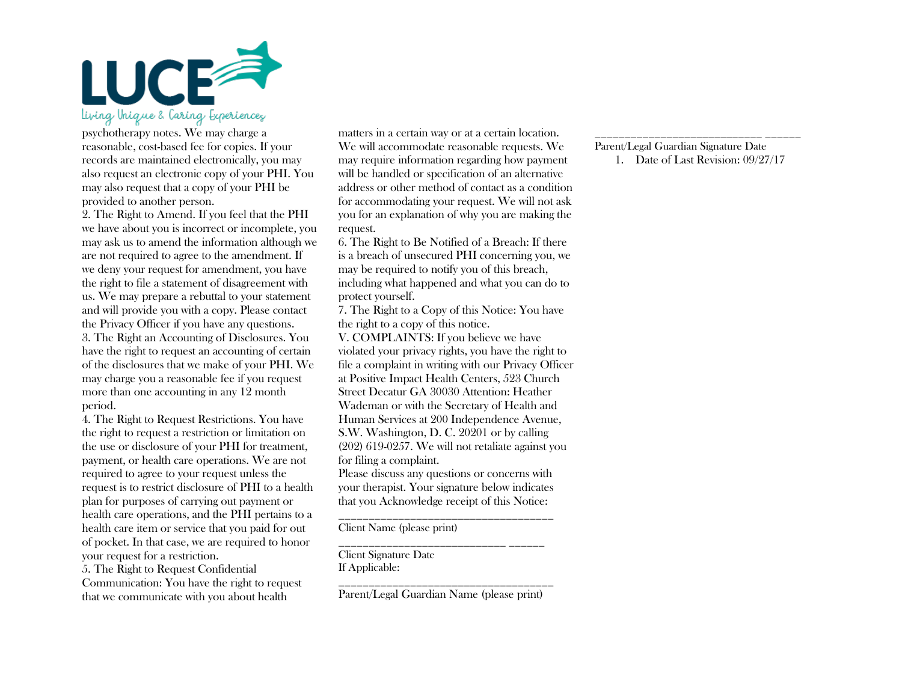psychotherapy notes. We may charge a reasonable, cost-based fee for copies. If your records are maintained electronically, you may also request an electronic copy of your PHI. You may also request that a copy of your PHI be provided to another person.

2. The Right to Amend. If you feel that the PHI we have about you is incorrect or incomplete, you may ask us to amend the information although we are not required to agree to the amendment. If we deny your request for amendment, you have the right to file a statement of disagreement with us. We may prepare a rebuttal to your statement and will provide you with a copy. Please contact the Privacy Officer if you have any questions.

3. The Right an Accounting of Disclosures. You have the right to request an accounting of certain of the disclosures that we make of your PHI. We may charge you a reasonable fee if you request more than one accounting in any 12 month period.

4. The Right to Request Restrictions. You have the right to request a restriction or limitation on the use or disclosure of your PHI for treatment, payment, or health care operations. We are not required to agree to your request unless the request is to restrict disclosure of PHI to a health plan for purposes of carrying out payment or health care operations, and the PHI pertains to a health care item or service that you paid for out of pocket. In that case, we are required to honor your request for a restriction.

5. The Right to Request Confidential Communication: You have the right to request that we communicate with you about health matters in a certain way or at a certain location. We will accommodate reasonable requests. We may require information regarding how payment will be handled or specification of an alternative address or other method of contact as a condition for accommodating your request. We will not ask you for an explanation of why you are making the request.

6. The Right to Be Notified of a Breach: If there is a breach of unsecured PHI concerning you, we may be required to notify you of this breach, including what happened and what you can do to protect yourself.

7. The Right to a Copy of this Notice: You have the right to a copy of this notice.

V. COMPLAINTS: If you believe we have violated your privacy rights, you have the right to file a complaint in writing with our Privacy Officer at Positive Impact Health Centers, 523 Church Street Decatur GA 30030 Attention: Heather Wademan or with the Secretary of Health and Human Services at 200 Independence Avenue, S.W. Washington, D. C. 20201 or by calling (202) 619-0257. We will not retaliate against you for filing a complaint.

Please discuss any questions or concerns with your therapist. Your signature below indicates that you Acknowledge receipt of this Notice:

___________________________________

Client Name (please print)

____________________________ ______

Client Signature Date

If Applicable:

___________________________________

Parent/Legal Guardian Name (please print)

____________________________ ______

Parent/Legal Guardian Signature Date

1. Date of Last Revision: 09/27/17